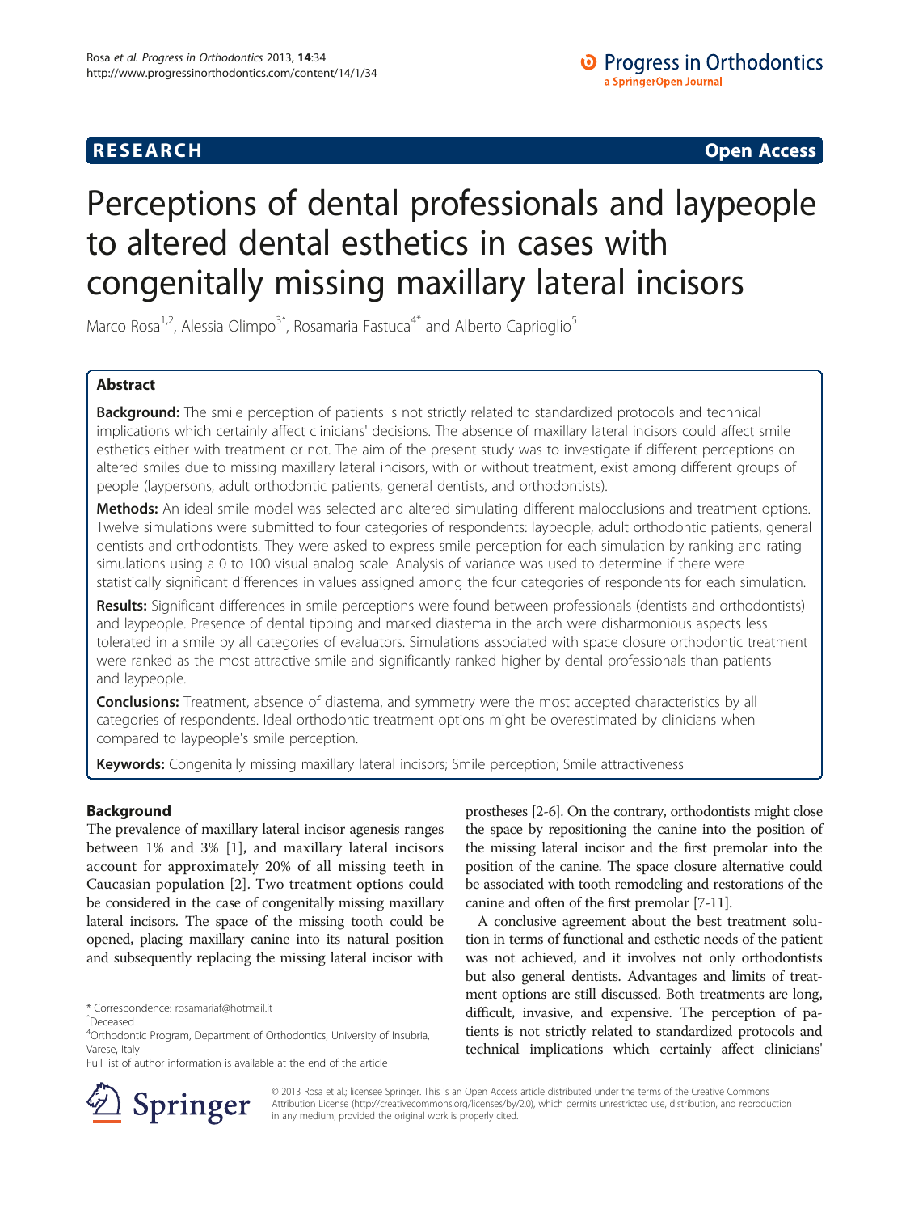RESEARCH Open Access

# Perceptions of dental professionals and laypeople to altered dental esthetics in cases with congenitally missing maxillary lateral incisors

Marco Rosa[1,2], Alessia Olimpo[3^], Rosamaria Fastuca[4*] and Alberto Caprioglio[5]

## Abstract

**Background:** The smile perception of patients is not strictly related to standardized protocols and technical implications which certainly affect clinicians' decisions. The absence of maxillary lateral incisors could affect smile esthetics either with treatment or not. The aim of the present study was to investigate if different perceptions on altered smiles due to missing maxillary lateral incisors, with or without treatment, exist among different groups of people (laypersons, adult orthodontic patients, general dentists, and orthodontists).

**Methods:** An ideal smile model was selected and altered simulating different malocclusions and treatment options. Twelve simulations were submitted to four categories of respondents: laypeople, adult orthodontic patients, general dentists and orthodontists. They were asked to express smile perception for each simulation by ranking and rating simulations using a 0 to 100 visual analog scale. Analysis of variance was used to determine if there were statistically significant differences in values assigned among the four categories of respondents for each simulation.

**Results:** Significant differences in smile perceptions were found between professionals (dentists and orthodontists) and laypeople. Presence of dental tipping and marked diastema in the arch were disharmonious aspects less tolerated in a smile by all categories of evaluators. Simulations associated with space closure orthodontic treatment were ranked as the most attractive smile and significantly ranked higher by dental professionals than patients and laypeople.

**Conclusions:** Treatment, absence of diastema, and symmetry were the most accepted characteristics by all categories of respondents. Ideal orthodontic treatment options might be overestimated by clinicians when compared to laypeople's smile perception.

**Keywords:** Congenitally missing maxillary lateral incisors; Smile perception; Smile attractiveness

## Background

The prevalence of maxillary lateral incisor agenesis ranges between 1% and 3% [1], and maxillary lateral incisors account for approximately 20% of all missing teeth in Caucasian population [2]. Two treatment options could be considered in the case of congenitally missing maxillary lateral incisors. The space of the missing tooth could be opened, placing maxillary canine into its natural position and subsequently replacing the missing lateral incisor with prostheses [2-6]. On the contrary, orthodontists might close the space by repositioning the canine into the position of the missing lateral incisor and the first premolar into the position of the canine. The space closure alternative could be associated with tooth remodeling and restorations of the canine and often of the first premolar [7-11].

A conclusive agreement about the best treatment solution in terms of functional and esthetic needs of the patient was not achieved, and it involves not only orthodontists but also general dentists. Advantages and limits of treatment options are still discussed. Both treatments are long, difficult, invasive, and expensive. The perception of patients is not strictly related to standardized protocols and technical implications which certainly affect clinicians'

* Correspondence: rosamariaf@hotmail.it
^Deceased
[4]Orthodontic Program, Department of Orthodontics, University of Insubria, Varese, Italy
Full list of author information is available at the end of the article

© 2013 Rosa et al.; licensee Springer. This is an Open Access article distributed under the terms of the Creative Commons Attribution License (http://creativecommons.org/licenses/by/2.0), which permits unrestricted use, distribution, and reproduction in any medium, provided the original work is properly cited.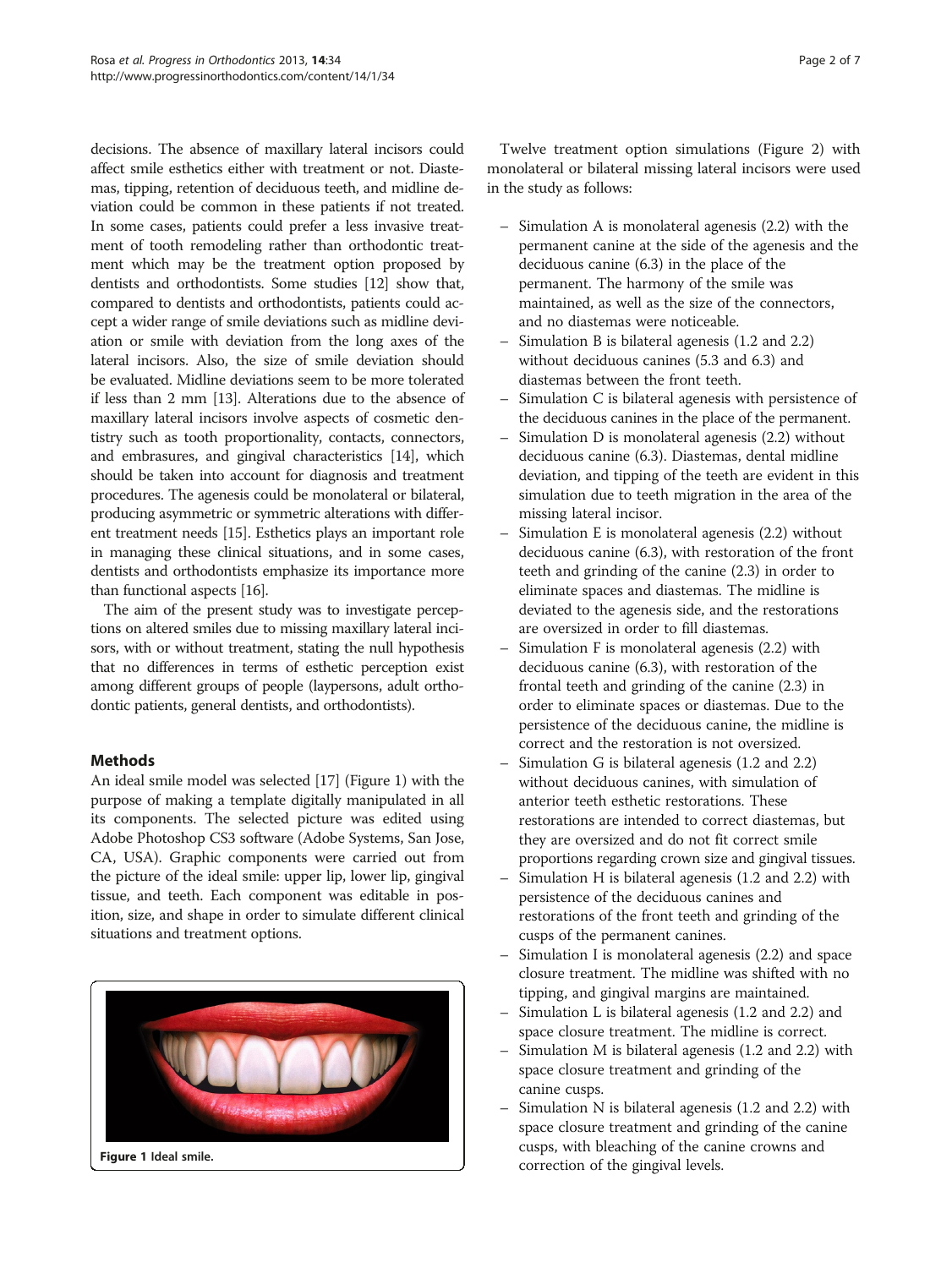decisions. The absence of maxillary lateral incisors could affect smile esthetics either with treatment or not. Diastemas, tipping, retention of deciduous teeth, and midline deviation could be common in these patients if not treated. In some cases, patients could prefer a less invasive treatment of tooth remodeling rather than orthodontic treatment which may be the treatment option proposed by dentists and orthodontists. Some studies [12] show that, compared to dentists and orthodontists, patients could accept a wider range of smile deviations such as midline deviation or smile with deviation from the long axes of the lateral incisors. Also, the size of smile deviation should be evaluated. Midline deviations seem to be more tolerated if less than 2 mm [13]. Alterations due to the absence of maxillary lateral incisors involve aspects of cosmetic dentistry such as tooth proportionality, contacts, connectors, and embrasures, and gingival characteristics [14], which should be taken into account for diagnosis and treatment procedures. The agenesis could be monolateral or bilateral, producing asymmetric or symmetric alterations with different treatment needs [15]. Esthetics plays an important role in managing these clinical situations, and in some cases, dentists and orthodontists emphasize its importance more than functional aspects [16].

The aim of the present study was to investigate perceptions on altered smiles due to missing maxillary lateral incisors, with or without treatment, stating the null hypothesis that no differences in terms of esthetic perception exist among different groups of people (laypersons, adult orthodontic patients, general dentists, and orthodontists).

## Methods

An ideal smile model was selected [17] (Figure 1) with the purpose of making a template digitally manipulated in all its components. The selected picture was edited using Adobe Photoshop CS3 software (Adobe Systems, San Jose, CA, USA). Graphic components were carried out from the picture of the ideal smile: upper lip, lower lip, gingival tissue, and teeth. Each component was editable in position, size, and shape in order to simulate different clinical situations and treatment options.

**Figure 1** Ideal smile.

Twelve treatment option simulations (Figure 2) with monolateral or bilateral missing lateral incisors were used in the study as follows:

- Simulation A is monolateral agenesis (2.2) with the permanent canine at the side of the agenesis and the deciduous canine (6.3) in the place of the permanent. The harmony of the smile was maintained, as well as the size of the connectors, and no diastemas were noticeable.
- Simulation B is bilateral agenesis (1.2 and 2.2) without deciduous canines (5.3 and 6.3) and diastemas between the front teeth.
- Simulation C is bilateral agenesis with persistence of the deciduous canines in the place of the permanent.
- Simulation D is monolateral agenesis (2.2) without deciduous canine (6.3). Diastemas, dental midline deviation, and tipping of the teeth are evident in this simulation due to teeth migration in the area of the missing lateral incisor.
- Simulation E is monolateral agenesis (2.2) without deciduous canine (6.3), with restoration of the front teeth and grinding of the canine (2.3) in order to eliminate spaces and diastemas. The midline is deviated to the agenesis side, and the restorations are oversized in order to fill diastemas.
- Simulation F is monolateral agenesis (2.2) with deciduous canine (6.3), with restoration of the frontal teeth and grinding of the canine (2.3) in order to eliminate spaces or diastemas. Due to the persistence of the deciduous canine, the midline is correct and the restoration is not oversized.
- Simulation G is bilateral agenesis (1.2 and 2.2) without deciduous canines, with simulation of anterior teeth esthetic restorations. These restorations are intended to correct diastemas, but they are oversized and do not fit correct smile proportions regarding crown size and gingival tissues.
- Simulation H is bilateral agenesis (1.2 and 2.2) with persistence of the deciduous canines and restorations of the front teeth and grinding of the cusps of the permanent canines.
- Simulation I is monolateral agenesis (2.2) and space closure treatment. The midline was shifted with no tipping, and gingival margins are maintained.
- Simulation L is bilateral agenesis (1.2 and 2.2) and space closure treatment. The midline is correct.
- Simulation M is bilateral agenesis (1.2 and 2.2) with space closure treatment and grinding of the canine cusps.
- Simulation N is bilateral agenesis (1.2 and 2.2) with space closure treatment and grinding of the canine cusps, with bleaching of the canine crowns and correction of the gingival levels.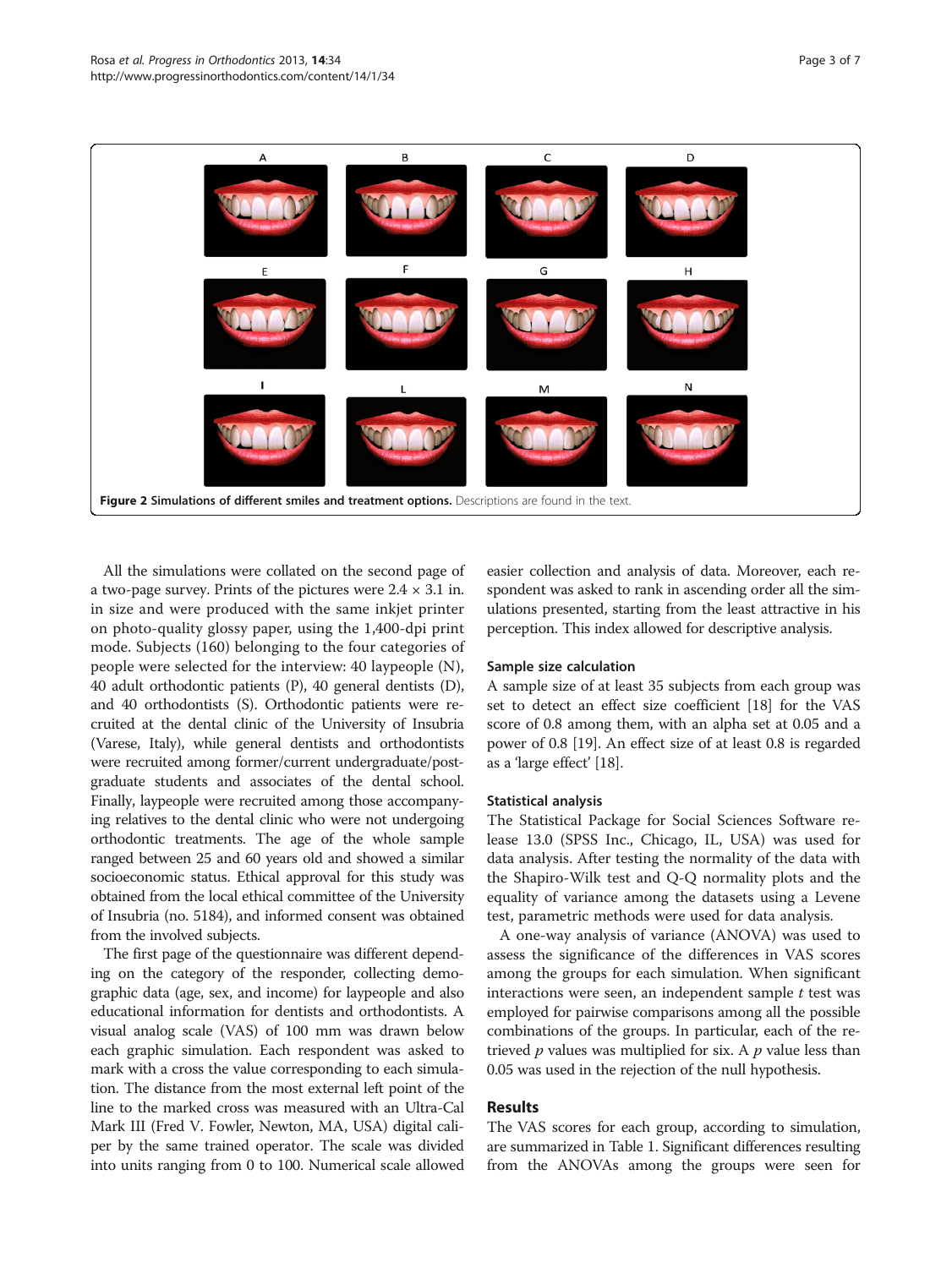Figure 2 Simulations of different smiles and treatment options. Descriptions are found in the text.

All the simulations were collated on the second page of a two-page survey. Prints of the pictures were 2.4 × 3.1 in. in size and were produced with the same inkjet printer on photo-quality glossy paper, using the 1,400-dpi print mode. Subjects (160) belonging to the four categories of people were selected for the interview: 40 laypeople (N), 40 adult orthodontic patients (P), 40 general dentists (D), and 40 orthodontists (S). Orthodontic patients were recruited at the dental clinic of the University of Insubria (Varese, Italy), while general dentists and orthodontists were recruited among former/current undergraduate/postgraduate students and associates of the dental school. Finally, laypeople were recruited among those accompanying relatives to the dental clinic who were not undergoing orthodontic treatments. The age of the whole sample ranged between 25 and 60 years old and showed a similar socioeconomic status. Ethical approval for this study was obtained from the local ethical committee of the University of Insubria (no. 5184), and informed consent was obtained from the involved subjects.

The first page of the questionnaire was different depending on the category of the responder, collecting demographic data (age, sex, and income) for laypeople and also educational information for dentists and orthodontists. A visual analog scale (VAS) of 100 mm was drawn below each graphic simulation. Each respondent was asked to mark with a cross the value corresponding to each simulation. The distance from the most external left point of the line to the marked cross was measured with an Ultra-Cal Mark III (Fred V. Fowler, Newton, MA, USA) digital caliper by the same trained operator. The scale was divided into units ranging from 0 to 100. Numerical scale allowed easier collection and analysis of data. Moreover, each respondent was asked to rank in ascending order all the simulations presented, starting from the least attractive in his perception. This index allowed for descriptive analysis.

### Sample size calculation

A sample size of at least 35 subjects from each group was set to detect an effect size coefficient [18] for the VAS score of 0.8 among them, with an alpha set at 0.05 and a power of 0.8 [19]. An effect size of at least 0.8 is regarded as a 'large effect' [18].

### Statistical analysis

The Statistical Package for Social Sciences Software release 13.0 (SPSS Inc., Chicago, IL, USA) was used for data analysis. After testing the normality of the data with the Shapiro-Wilk test and Q-Q normality plots and the equality of variance among the datasets using a Levene test, parametric methods were used for data analysis.

A one-way analysis of variance (ANOVA) was used to assess the significance of the differences in VAS scores among the groups for each simulation. When significant interactions were seen, an independent sample $t$ test was employed for pairwise comparisons among all the possible combinations of the groups. In particular, each of the retrieved $p$ values was multiplied for six. A $p$ value less than 0.05 was used in the rejection of the null hypothesis.

## Results

The VAS scores for each group, according to simulation, are summarized in Table 1. Significant differences resulting from the ANOVAs among the groups were seen for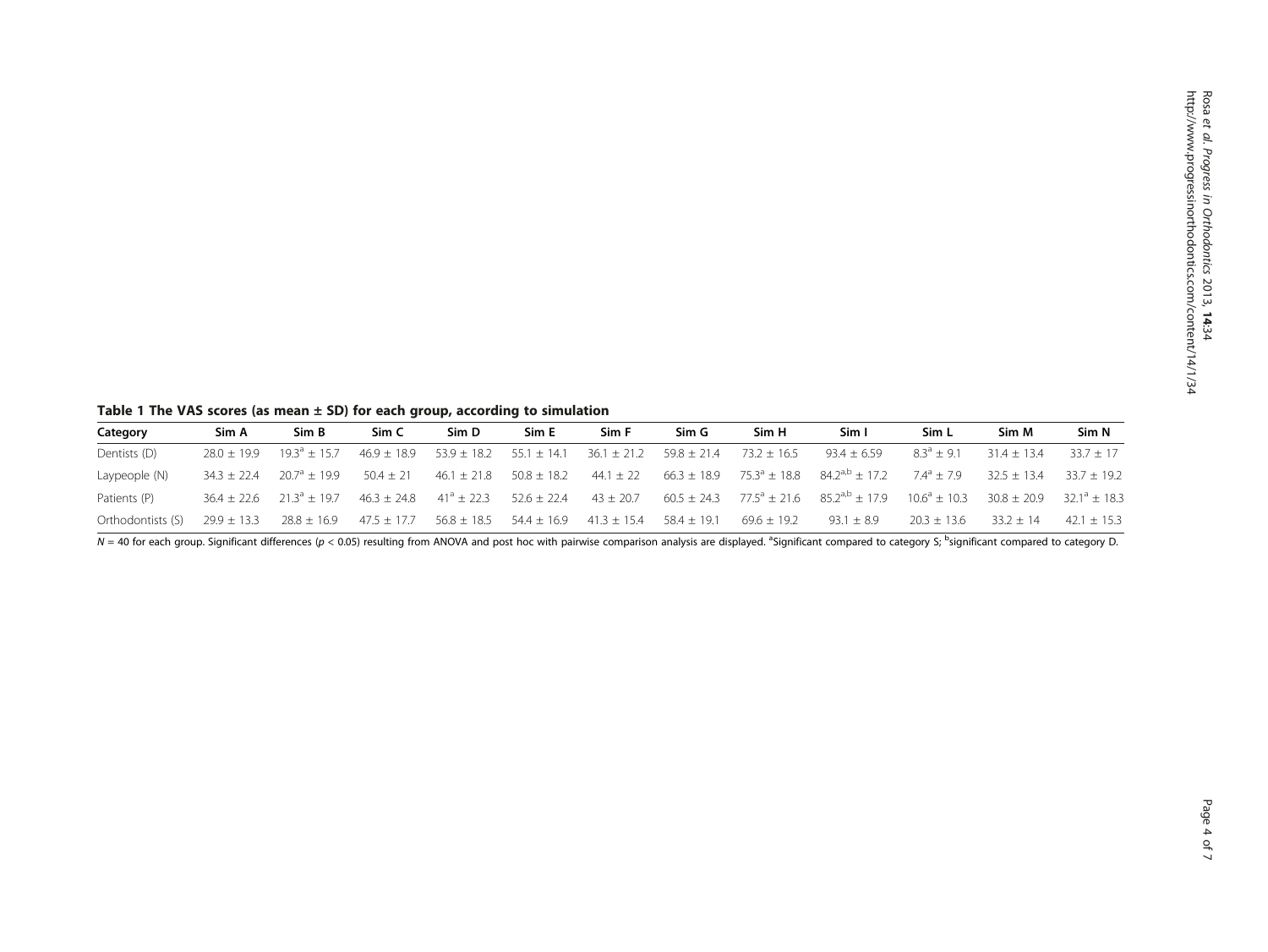**Table 1 The VAS scores (as mean ± SD) for each group, according to simulation**

| Category | Sim A | Sim B | Sim C | Sim D | Sim E | Sim F | Sim G | Sim H | Sim I | Sim L | Sim M | Sim N |
|---|---|---|---|---|---|---|---|---|---|---|---|---|
| Dentists (D) | 28.0 ± 19.9 | 19.3[a] ± 15.7 | 46.9 ± 18.9 | 53.9 ± 18.2 | 55.1 ± 14.1 | 36.1 ± 21.2 | 59.8 ± 21.4 | 73.2 ± 16.5 | 93.4 ± 6.59 | 8.3[a] ± 9.1 | 31.4 ± 13.4 | 33.7 ± 17 |
| Laypeople (N) | 34.3 ± 22.4 | 20.7[a] ± 19.9 | 50.4 ± 21 | 46.1 ± 21.8 | 50.8 ± 18.2 | 44.1 ± 22 | 66.3 ± 18.9 | 75.3[a] ± 18.8 | 84.2[a,b] ± 17.2 | 7.4[a] ± 7.9 | 32.5 ± 13.4 | 33.7 ± 19.2 |
| Patients (P) | 36.4 ± 22.6 | 21.3[a] ± 19.7 | 46.3 ± 24.8 | 41[a] ± 22.3 | 52.6 ± 22.4 | 43 ± 20.7 | 60.5 ± 24.3 | 77.5[a] ± 21.6 | 85.2[a,b] ± 17.9 | 10.6[a] ± 10.3 | 30.8 ± 20.9 | 32.1[a] ± 18.3 |
| Orthodontists (S) | 29.9 ± 13.3 | 28.8 ± 16.9 | 47.5 ± 17.7 | 56.8 ± 18.5 | 54.4 ± 16.9 | 41.3 ± 15.4 | 58.4 ± 19.1 | 69.6 ± 19.2 | 93.1 ± 8.9 | 20.3 ± 13.6 | 33.2 ± 14 | 42.1 ± 15.3 |

$N = 40$ for each group. Significant differences ($p < 0.05$) resulting from ANOVA and post hoc with pairwise comparison analysis are displayed. [a]Significant compared to category S; [b]significant compared to category D.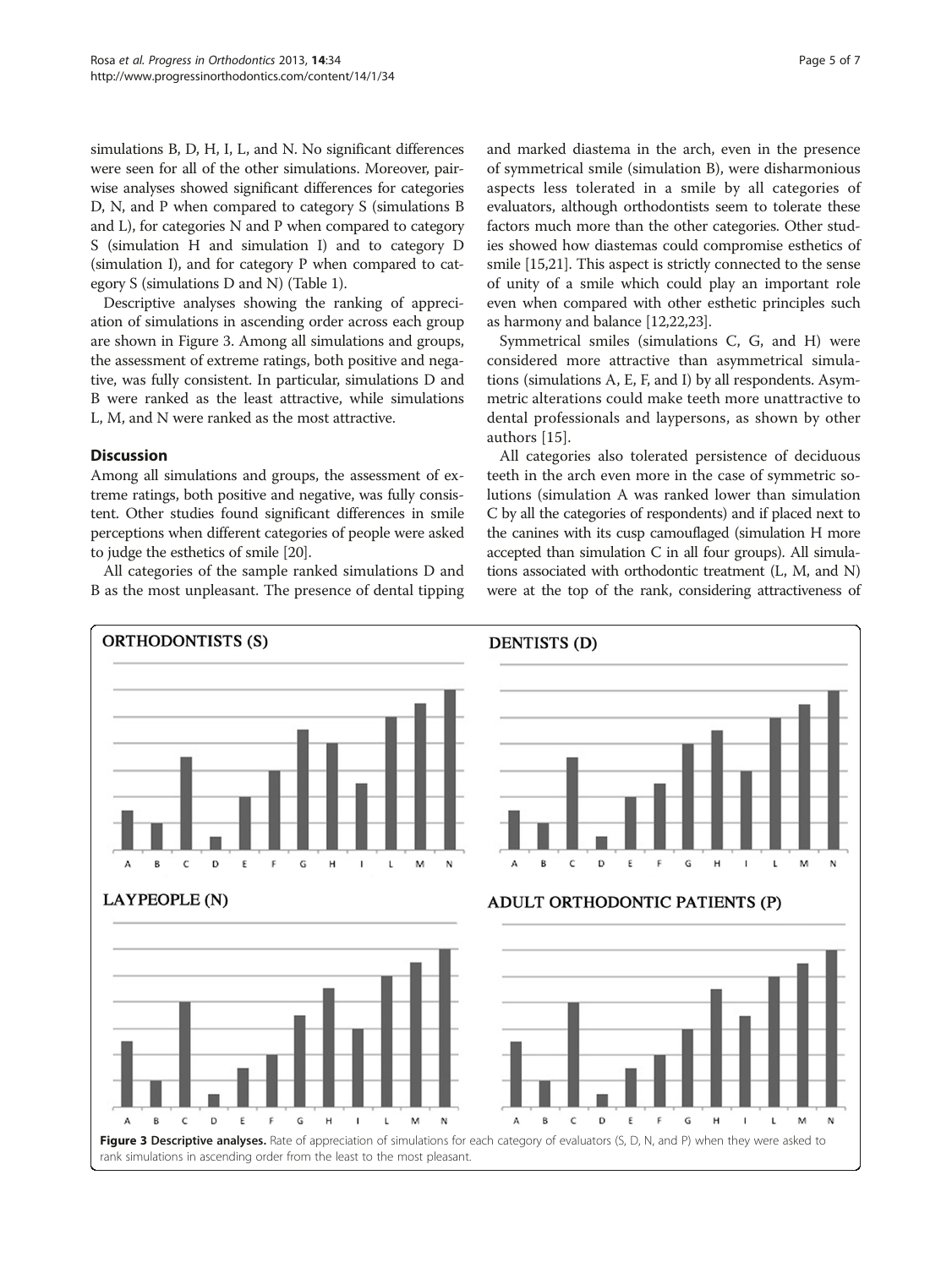simulations B, D, H, I, L, and N. No significant differences were seen for all of the other simulations. Moreover, pairwise analyses showed significant differences for categories D, N, and P when compared to category S (simulations B and L), for categories N and P when compared to category S (simulation H and simulation I) and to category D (simulation I), and for category P when compared to category S (simulations D and N) (Table 1).

Descriptive analyses showing the ranking of appreciation of simulations in ascending order across each group are shown in Figure 3. Among all simulations and groups, the assessment of extreme ratings, both positive and negative, was fully consistent. In particular, simulations D and B were ranked as the least attractive, while simulations L, M, and N were ranked as the most attractive.

## Discussion

Among all simulations and groups, the assessment of extreme ratings, both positive and negative, was fully consistent. Other studies found significant differences in smile perceptions when different categories of people were asked to judge the esthetics of smile [20].

All categories of the sample ranked simulations D and B as the most unpleasant. The presence of dental tipping and marked diastema in the arch, even in the presence of symmetrical smile (simulation B), were disharmonious aspects less tolerated in a smile by all categories of evaluators, although orthodontists seem to tolerate these factors much more than the other categories. Other studies showed how diastemas could compromise esthetics of smile [15,21]. This aspect is strictly connected to the sense of unity of a smile which could play an important role even when compared with other esthetic principles such as harmony and balance [12,22,23].

Symmetrical smiles (simulations C, G, and H) were considered more attractive than asymmetrical simulations (simulations A, E, F, and I) by all respondents. Asymmetric alterations could make teeth more unattractive to dental professionals and laypersons, as shown by other authors [15].

All categories also tolerated persistence of deciduous teeth in the arch even more in the case of symmetric solutions (simulation A was ranked lower than simulation C by all the categories of respondents) and if placed next to the canines with its cusp camouflaged (simulation H more accepted than simulation C in all four groups). All simulations associated with orthodontic treatment (L, M, and N) were at the top of the rank, considering attractiveness of

**Figure 3 Descriptive analyses.** Rate of appreciation of simulations for each category of evaluators (S, D, N, and P) when they were asked to rank simulations in ascending order from the least to the most pleasant.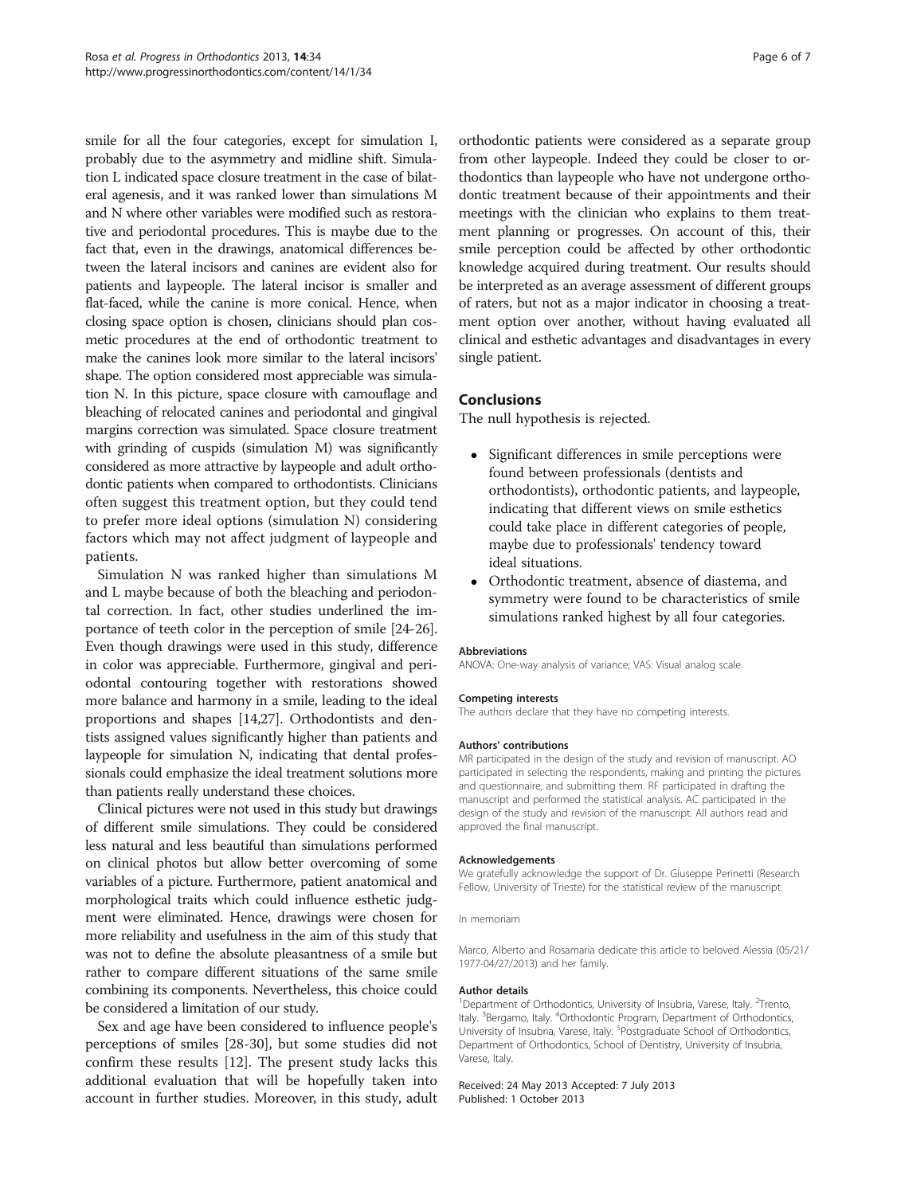smile for all the four categories, except for simulation I, probably due to the asymmetry and midline shift. Simulation L indicated space closure treatment in the case of bilateral agenesis, and it was ranked lower than simulations M and N where other variables were modified such as restorative and periodontal procedures. This is maybe due to the fact that, even in the drawings, anatomical differences between the lateral incisors and canines are evident also for patients and laypeople. The lateral incisor is smaller and flat-faced, while the canine is more conical. Hence, when closing space option is chosen, clinicians should plan cosmetic procedures at the end of orthodontic treatment to make the canines look more similar to the lateral incisors' shape. The option considered most appreciable was simulation N. In this picture, space closure with camouflage and bleaching of relocated canines and periodontal and gingival margins correction was simulated. Space closure treatment with grinding of cuspids (simulation M) was significantly considered as more attractive by laypeople and adult orthodontic patients when compared to orthodontists. Clinicians often suggest this treatment option, but they could tend to prefer more ideal options (simulation N) considering factors which may not affect judgment of laypeople and patients.

Simulation N was ranked higher than simulations M and L maybe because of both the bleaching and periodontal correction. In fact, other studies underlined the importance of teeth color in the perception of smile [24-26]. Even though drawings were used in this study, difference in color was appreciable. Furthermore, gingival and periodontal contouring together with restorations showed more balance and harmony in a smile, leading to the ideal proportions and shapes [14,27]. Orthodontists and dentists assigned values significantly higher than patients and laypeople for simulation N, indicating that dental professionals could emphasize the ideal treatment solutions more than patients really understand these choices.

Clinical pictures were not used in this study but drawings of different smile simulations. They could be considered less natural and less beautiful than simulations performed on clinical photos but allow better overcoming of some variables of a picture. Furthermore, patient anatomical and morphological traits which could influence esthetic judgment were eliminated. Hence, drawings were chosen for more reliability and usefulness in the aim of this study that was not to define the absolute pleasantness of a smile but rather to compare different situations of the same smile combining its components. Nevertheless, this choice could be considered a limitation of our study.

Sex and age have been considered to influence people's perceptions of smiles [28-30], but some studies did not confirm these results [12]. The present study lacks this additional evaluation that will be hopefully taken into account in further studies. Moreover, in this study, adult orthodontic patients were considered as a separate group from other laypeople. Indeed they could be closer to orthodontics than laypeople who have not undergone orthodontic treatment because of their appointments and their meetings with the clinician who explains to them treatment planning or progresses. On account of this, their smile perception could be affected by other orthodontic knowledge acquired during treatment. Our results should be interpreted as an average assessment of different groups of raters, but not as a major indicator in choosing a treatment option over another, without having evaluated all clinical and esthetic advantages and disadvantages in every single patient.

## Conclusions

The null hypothesis is rejected.

- Significant differences in smile perceptions were found between professionals (dentists and orthodontists), orthodontic patients, and laypeople, indicating that different views on smile esthetics could take place in different categories of people, maybe due to professionals' tendency toward ideal situations.
- Orthodontic treatment, absence of diastema, and symmetry were found to be characteristics of smile simulations ranked highest by all four categories.

#### Abbreviations

ANOVA: One-way analysis of variance; VAS: Visual analog scale.

#### Competing interests

The authors declare that they have no competing interests.

#### Authors' contributions

MR participated in the design of the study and revision of manuscript. AO participated in selecting the respondents, making and printing the pictures and questionnaire, and submitting them. RF participated in drafting the manuscript and performed the statistical analysis. AC participated in the design of the study and revision of the manuscript. All authors read and approved the final manuscript.

#### Acknowledgements

We gratefully acknowledge the support of Dr. Giuseppe Perinetti (Research Fellow, University of Trieste) for the statistical review of the manuscript.

In memoriam

Marco, Alberto and Rosamaria dedicate this article to beloved Alessia (05/21/1977-04/27/2013) and her family.

#### Author details

[1]Department of Orthodontics, University of Insubria, Varese, Italy. [2]Trento, Italy. [3]Bergamo, Italy. [4]Orthodontic Program, Department of Orthodontics, University of Insubria, Varese, Italy. [5]Postgraduate School of Orthodontics, Department of Orthodontics, School of Dentistry, University of Insubria, Varese, Italy.

Received: 24 May 2013 Accepted: 7 July 2013
Published: 1 October 2013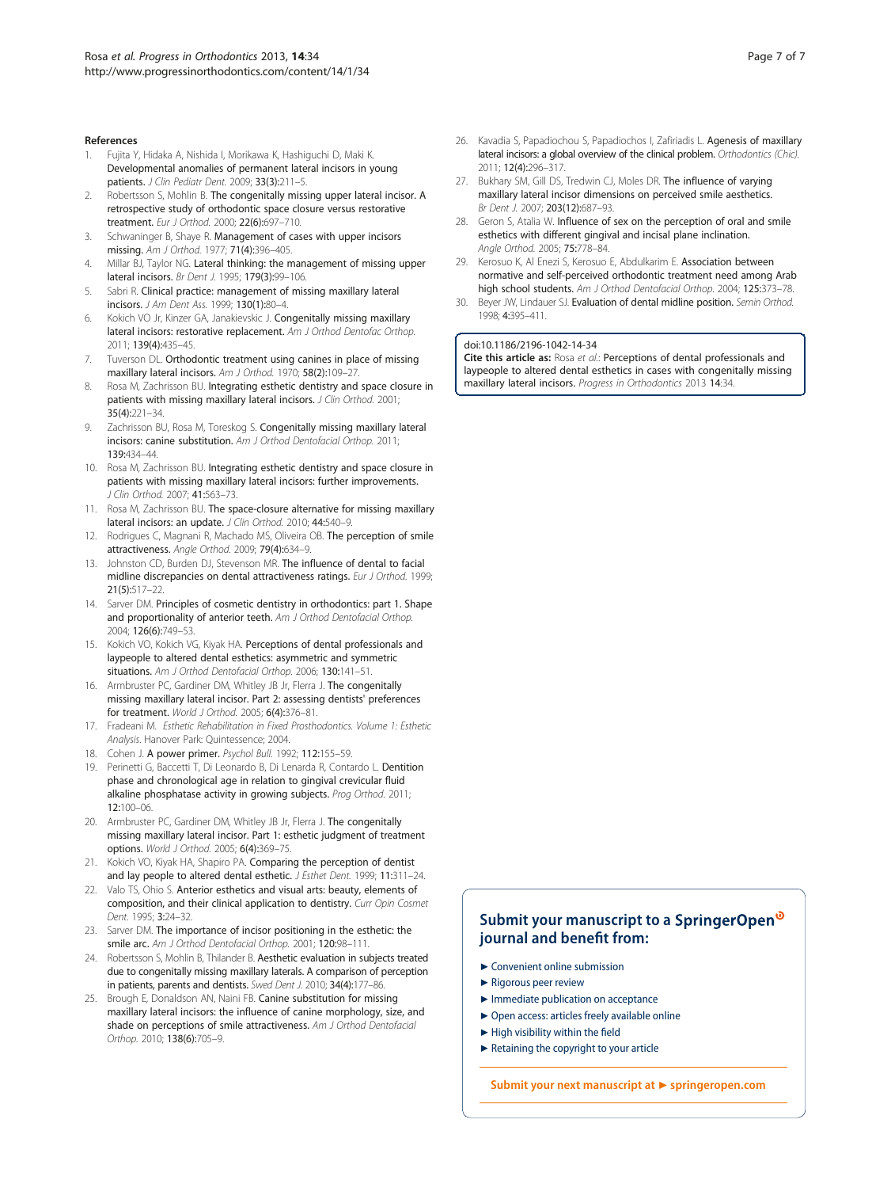## References

1. Fujita Y, Hidaka A, Nishida I, Morikawa K, Hashiguchi D, Maki K. Developmental anomalies of permanent lateral incisors in young patients. *J Clin Pediatr Dent.* 2009; 33(3):211–5.
2. Robertsson S, Mohlin B. The congenitally missing upper lateral incisor. A retrospective study of orthodontic space closure versus restorative treatment. *Eur J Orthod.* 2000; 22(6):697–710.
3. Schwaninger B, Shaye R. Management of cases with upper incisors missing. *Am J Orthod.* 1977; 71(4):396–405.
4. Millar BJ, Taylor NG. Lateral thinking: the management of missing upper lateral incisors. *Br Dent J.* 1995; 179(3):99–106.
5. Sabri R. Clinical practice: management of missing maxillary lateral incisors. *J Am Dent Ass.* 1999; 130(1):80–4.
6. Kokich VO Jr, Kinzer GA, Janakievskic J. Congenitally missing maxillary lateral incisors: restorative replacement. *Am J Orthod Dentofac Orthop.* 2011; 139(4):435–45.
7. Tuverson DL. Orthodontic treatment using canines in place of missing maxillary lateral incisors. *Am J Orthod.* 1970; 58(2):109–27.
8. Rosa M, Zachrisson BU. Integrating esthetic dentistry and space closure in patients with missing maxillary lateral incisors. *J Clin Orthod.* 2001; 35(4):221–34.
9. Zachrisson BU, Rosa M, Toreskog S. Congenitally missing maxillary lateral incisors: canine substitution. *Am J Orthod Dentofacial Orthop.* 2011; 139:434–44.
10. Rosa M, Zachrisson BU. Integrating esthetic dentistry and space closure in patients with missing maxillary lateral incisors: further improvements. *J Clin Orthod.* 2007; 41:563–73.
11. Rosa M, Zachrisson BU. The space-closure alternative for missing maxillary lateral incisors: an update. *J Clin Orthod.* 2010; 44:540–9.
12. Rodrigues C, Magnani R, Machado MS, Oliveira OB. The perception of smile attractiveness. *Angle Orthod.* 2009; 79(4):634–9.
13. Johnston CD, Burden DJ, Stevenson MR. The influence of dental to facial midline discrepancies on dental attractiveness ratings. *Eur J Orthod.* 1999; 21(5):517–22.
14. Sarver DM. Principles of cosmetic dentistry in orthodontics: part 1. Shape and proportionality of anterior teeth. *Am J Orthod Dentofacial Orthop.* 2004; 126(6):749–53.
15. Kokich VO, Kokich VG, Kiyak HA. Perceptions of dental professionals and laypeople to altered dental esthetics: asymmetric and symmetric situations. *Am J Orthod Dentofacial Orthop.* 2006; 130:141–51.
16. Armbruster PC, Gardiner DM, Whitley JB Jr, Flerra J. The congenitally missing maxillary lateral incisor. Part 2: assessing dentists' preferences for treatment. *World J Orthod.* 2005; 6(4):376–81.
17. Fradeani M. *Esthetic Rehabilitation in Fixed Prosthodontics. Volume 1: Esthetic Analysis.* Hanover Park: Quintessence; 2004.
18. Cohen J. A power primer. *Psychol Bull.* 1992; 112:155–59.
19. Perinetti G, Baccetti T, Di Leonardo B, Di Lenarda R, Contardo L. Dentition phase and chronological age in relation to gingival crevicular fluid alkaline phosphatase activity in growing subjects. *Prog Orthod.* 2011; 12:100–06.
20. Armbruster PC, Gardiner DM, Whitley JB Jr, Flerra J. The congenitally missing maxillary lateral incisor. Part 1: esthetic judgment of treatment options. *World J Orthod.* 2005; 6(4):369–75.
21. Kokich VO, Kiyak HA, Shapiro PA. Comparing the perception of dentist and lay people to altered dental esthetic. *J Esthet Dent.* 1999; 11:311–24.
22. Valo TS, Ohio S. Anterior esthetics and visual arts: beauty, elements of composition, and their clinical application to dentistry. *Curr Opin Cosmet Dent.* 1995; 3:24–32.
23. Sarver DM. The importance of incisor positioning in the esthetic: the smile arc. *Am J Orthod Dentofacial Orthop.* 2001; 120:98–111.
24. Robertsson S, Mohlin B, Thilander B. Aesthetic evaluation in subjects treated due to congenitally missing maxillary laterals. A comparison of perception in patients, parents and dentists. *Swed Dent J.* 2010; 34(4):177–86.
25. Brough E, Donaldson AN, Naini FB. Canine substitution for missing maxillary lateral incisors: the influence of canine morphology, size, and shade on perceptions of smile attractiveness. *Am J Orthod Dentofacial Orthop.* 2010; 138(6):705–9.
26. Kavadia S, Papadiochou S, Papadiochos I, Zafiriadis L. Agenesis of maxillary lateral incisors: a global overview of the clinical problem. *Orthodontics (Chic).* 2011; 12(4):296–317.
27. Bukhary SM, Gill DS, Tredwin CJ, Moles DR. The influence of varying maxillary lateral incisor dimensions on perceived smile aesthetics. *Br Dent J.* 2007; 203(12):687–93.
28. Geron S, Atalia W. Influence of sex on the perception of oral and smile esthetics with different gingival and incisal plane inclination. *Angle Orthod.* 2005; 75:778–84.
29. Kerosuo K, Al Enezi S, Kerosuo E, Abdulkarim E. Association between normative and self-perceived orthodontic treatment need among Arab high school students. *Am J Orthod Dentofacial Orthop.* 2004; 125:373–78.
30. Beyer JW, Lindauer SJ. Evaluation of dental midline position. *Semin Orthod.* 1998; 4:395–411.

doi:10.1186/2196-1042-14-34

**Cite this article as:** Rosa *et al.:* Perceptions of dental professionals and laypeople to altered dental esthetics in cases with congenitally missing maxillary lateral incisors. *Progress in Orthodontics* 2013 14:34.

**Submit your manuscript to a SpringerOpen journal and benefit from:**

- ► Convenient online submission
- ► Rigorous peer review
- ► Immediate publication on acceptance
- ► Open access: articles freely available online
- ► High visibility within the field
- ► Retaining the copyright to your article

**Submit your next manuscript at ► springeropen.com**